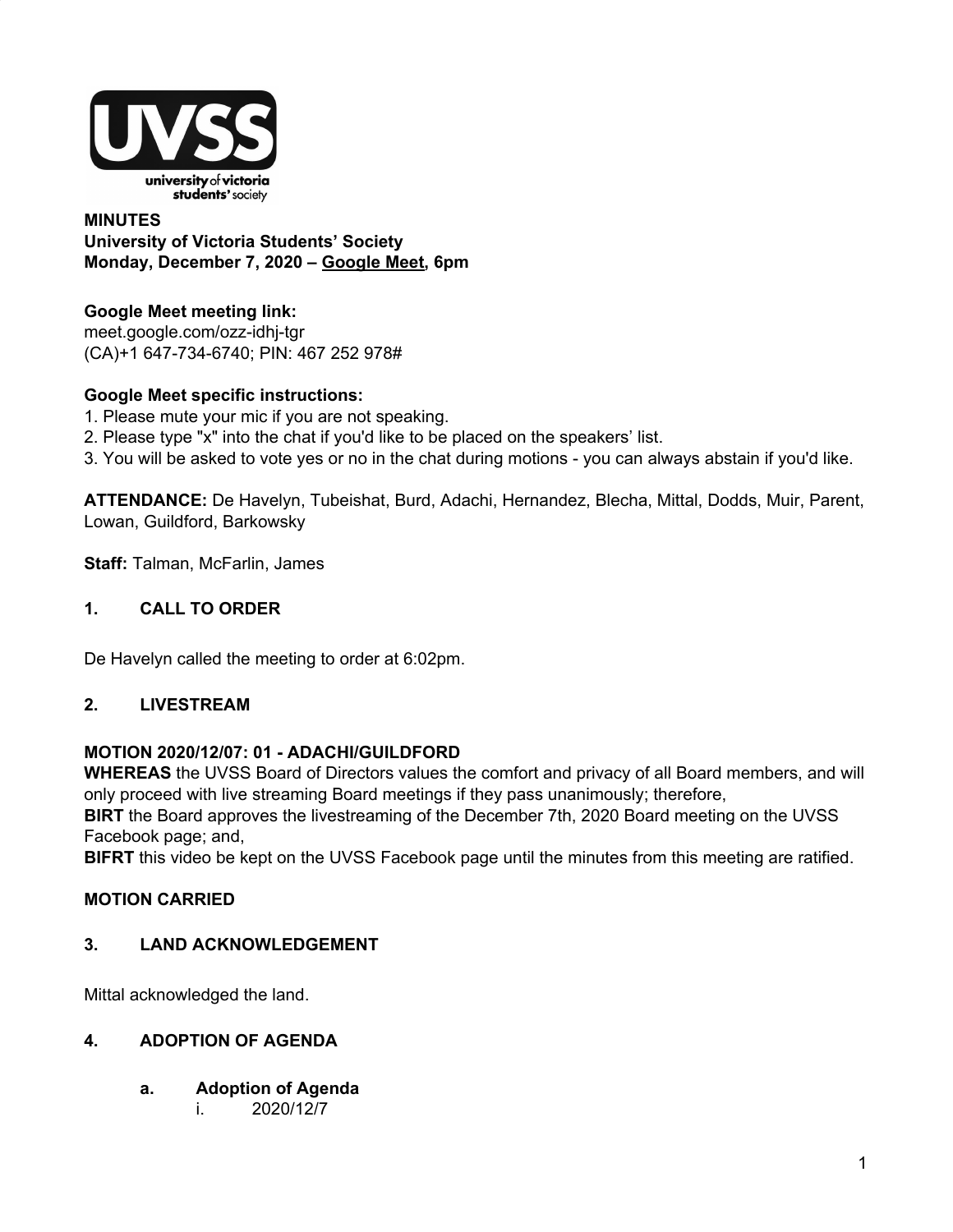**MINUTES**
**University of Victoria Students' Society**
**Monday, December 7, 2020 – Google Meet, 6pm**

**Google Meet meeting link:**
meet.google.com/ozz-idhj-tgr
(CA)+1 647-734-6740; PIN: 467 252 978#

**Google Meet specific instructions:**
1. Please mute your mic if you are not speaking.
2. Please type "x" into the chat if you'd like to be placed on the speakers' list.
3. You will be asked to vote yes or no in the chat during motions - you can always abstain if you'd like.

**ATTENDANCE:** De Havelyn, Tubeishat, Burd, Adachi, Hernandez, Blecha, Mittal, Dodds, Muir, Parent, Lowan, Guildford, Barkowsky

**Staff:** Talman, McFarlin, James

## 1. CALL TO ORDER

De Havelyn called the meeting to order at 6:02pm.

## 2. LIVESTREAM

**MOTION 2020/12/07: 01 - ADACHI/GUILDFORD**
**WHEREAS** the UVSS Board of Directors values the comfort and privacy of all Board members, and will only proceed with live streaming Board meetings if they pass unanimously; therefore,
**BIRT** the Board approves the livestreaming of the December 7th, 2020 Board meeting on the UVSS Facebook page; and,
**BIFRT** this video be kept on the UVSS Facebook page until the minutes from this meeting are ratified.

**MOTION CARRIED**

## 3. LAND ACKNOWLEDGEMENT

Mittal acknowledged the land.

## 4. ADOPTION OF AGENDA

### a. Adoption of Agenda

i. 2020/12/7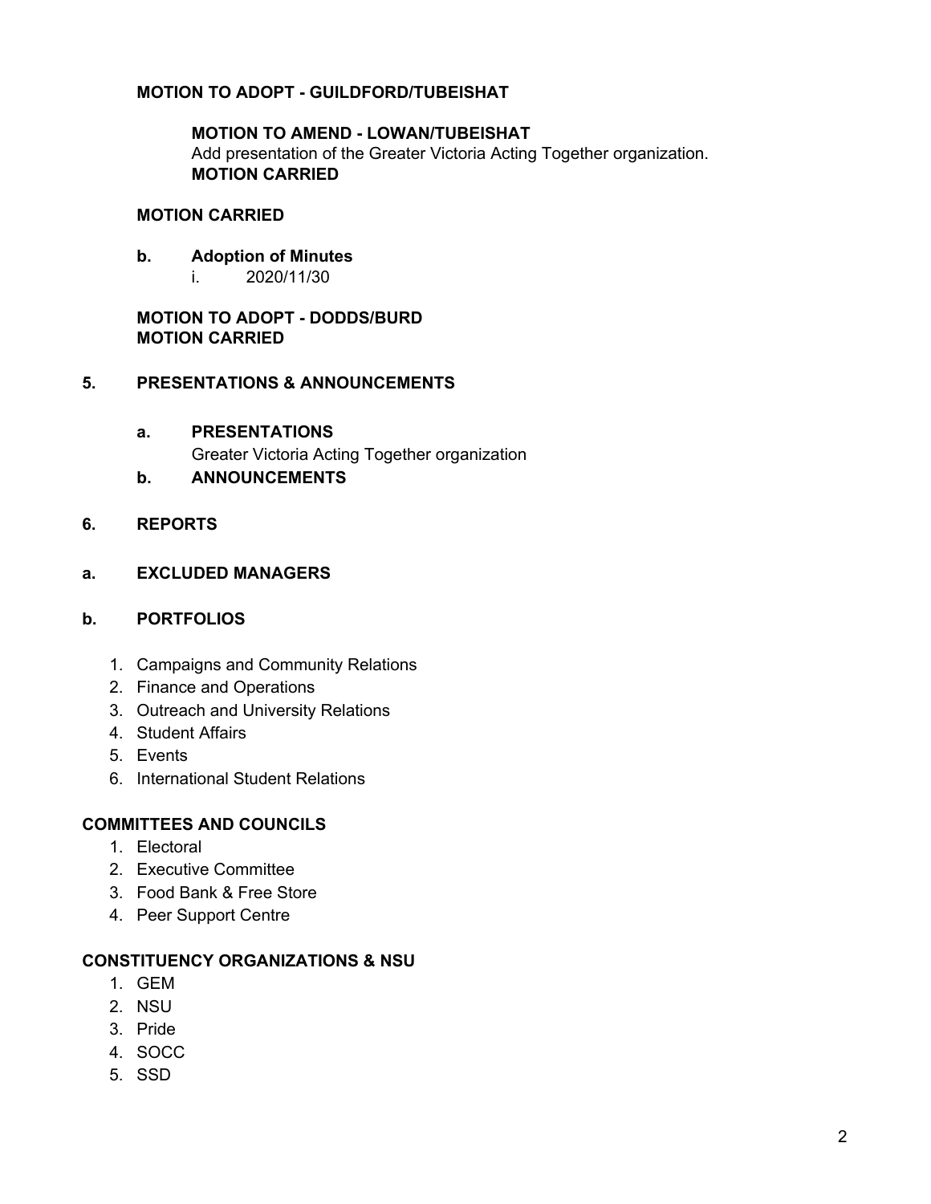**MOTION TO ADOPT - GUILDFORD/TUBEISHAT**

> **MOTION TO AMEND - LOWAN/TUBEISHAT**
> Add presentation of the Greater Victoria Acting Together organization.
> **MOTION CARRIED**

**MOTION CARRIED**

**b. Adoption of Minutes**

i. 2020/11/30

**MOTION TO ADOPT - DODDS/BURD**
**MOTION CARRIED**

## 5. PRESENTATIONS & ANNOUNCEMENTS

### a. PRESENTATIONS

Greater Victoria Acting Together organization

### b. ANNOUNCEMENTS

## 6. REPORTS

### a. EXCLUDED MANAGERS

### b. PORTFOLIOS

1. Campaigns and Community Relations
2. Finance and Operations
3. Outreach and University Relations
4. Student Affairs
5. Events
6. International Student Relations

### COMMITTEES AND COUNCILS

1. Electoral
2. Executive Committee
3. Food Bank & Free Store
4. Peer Support Centre

### CONSTITUENCY ORGANIZATIONS & NSU

1. GEM
2. NSU
3. Pride
4. SOCC
5. SSD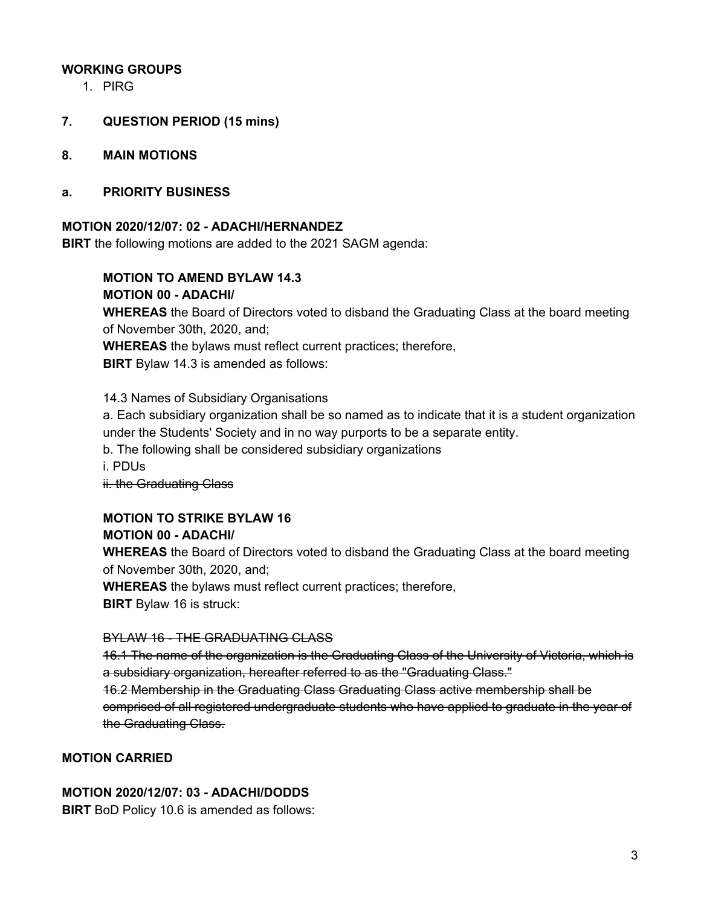**WORKING GROUPS**

1. PIRG

**7. QUESTION PERIOD (15 mins)**

**8. MAIN MOTIONS**

**a. PRIORITY BUSINESS**

**MOTION 2020/12/07: 02 - ADACHI/HERNANDEZ**
**BIRT** the following motions are added to the 2021 SAGM agenda:

> **MOTION TO AMEND BYLAW 14.3**
> **MOTION 00 - ADACHI/**
> **WHEREAS** the Board of Directors voted to disband the Graduating Class at the board meeting of November 30th, 2020, and;
> **WHEREAS** the bylaws must reflect current practices; therefore,
> **BIRT** Bylaw 14.3 is amended as follows:
>
> 14.3 Names of Subsidiary Organisations
> a. Each subsidiary organization shall be so named as to indicate that it is a student organization under the Students' Society and in no way purports to be a separate entity.
> b. The following shall be considered subsidiary organizations
> i. PDUs
> ~~ii. the Graduating Class~~
>
> **MOTION TO STRIKE BYLAW 16**
> **MOTION 00 - ADACHI/**
> **WHEREAS** the Board of Directors voted to disband the Graduating Class at the board meeting of November 30th, 2020, and;
> **WHEREAS** the bylaws must reflect current practices; therefore,
> **BIRT** Bylaw 16 is struck:
>
> ~~BYLAW 16 - THE GRADUATING CLASS~~
> ~~16.1 The name of the organization is the Graduating Class of the University of Victoria, which is a subsidiary organization, hereafter referred to as the "Graduating Class."~~
> ~~16.2 Membership in the Graduating Class Graduating Class active membership shall be comprised of all registered undergraduate students who have applied to graduate in the year of the Graduating Class.~~

**MOTION CARRIED**

**MOTION 2020/12/07: 03 - ADACHI/DODDS**
**BIRT** BoD Policy 10.6 is amended as follows: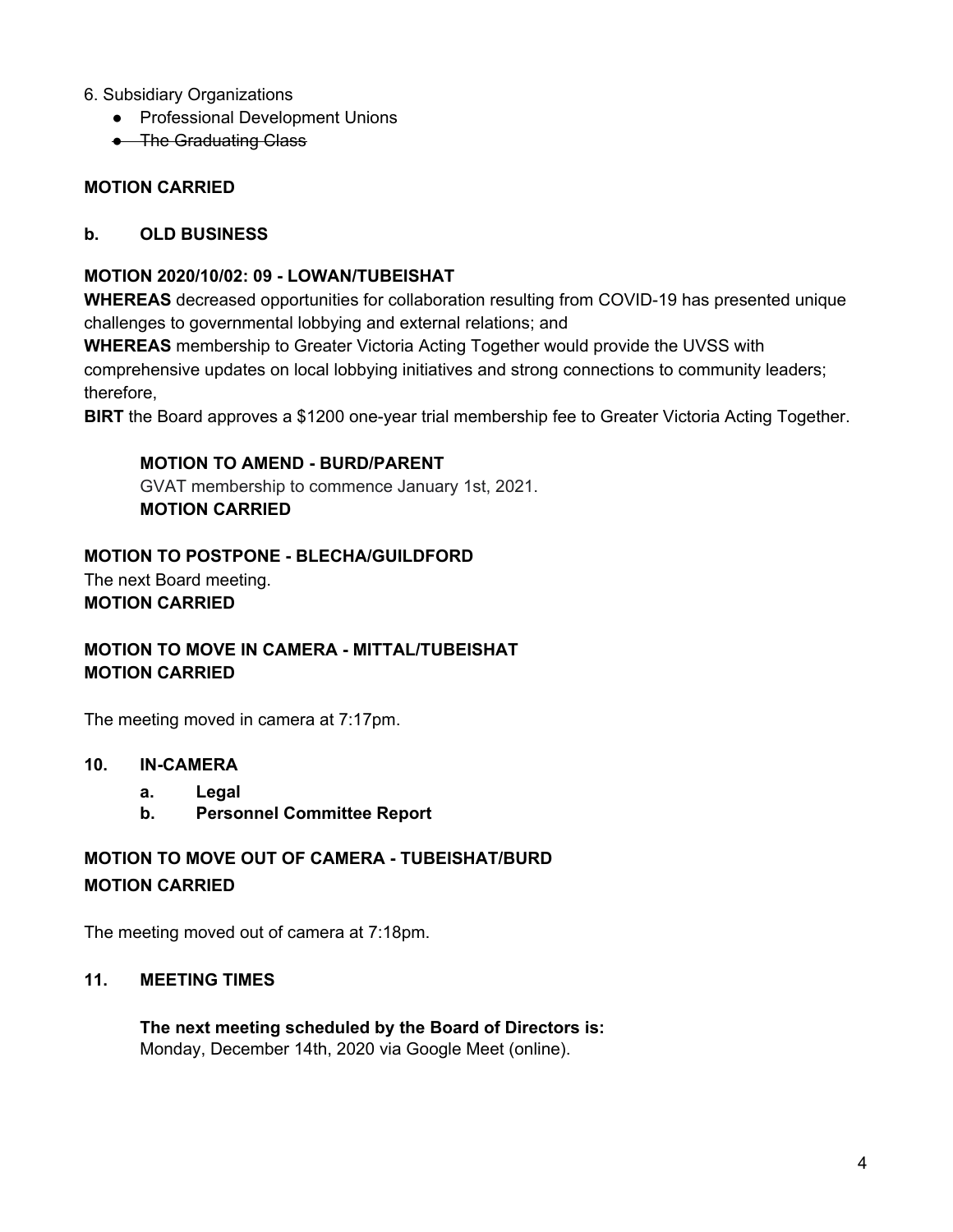6. Subsidiary Organizations

- Professional Development Unions
- ~~The Graduating Class~~

**MOTION CARRIED**

**b. OLD BUSINESS**

**MOTION 2020/10/02: 09 - LOWAN/TUBEISHAT**

**WHEREAS** decreased opportunities for collaboration resulting from COVID-19 has presented unique challenges to governmental lobbying and external relations; and

**WHEREAS** membership to Greater Victoria Acting Together would provide the UVSS with comprehensive updates on local lobbying initiatives and strong connections to community leaders; therefore,

**BIRT** the Board approves a $1200 one-year trial membership fee to Greater Victoria Acting Together.

> **MOTION TO AMEND - BURD/PARENT**
> GVAT membership to commence January 1st, 2021.
> **MOTION CARRIED**

**MOTION TO POSTPONE - BLECHA/GUILDFORD**
The next Board meeting.
**MOTION CARRIED**

**MOTION TO MOVE IN CAMERA - MITTAL/TUBEISHAT**
**MOTION CARRIED**

The meeting moved in camera at 7:17pm.

**10. IN-CAMERA**

- **a. Legal**
- **b. Personnel Committee Report**

**MOTION TO MOVE OUT OF CAMERA - TUBEISHAT/BURD**
**MOTION CARRIED**

The meeting moved out of camera at 7:18pm.

**11. MEETING TIMES**

**The next meeting scheduled by the Board of Directors is:**
Monday, December 14th, 2020 via Google Meet (online).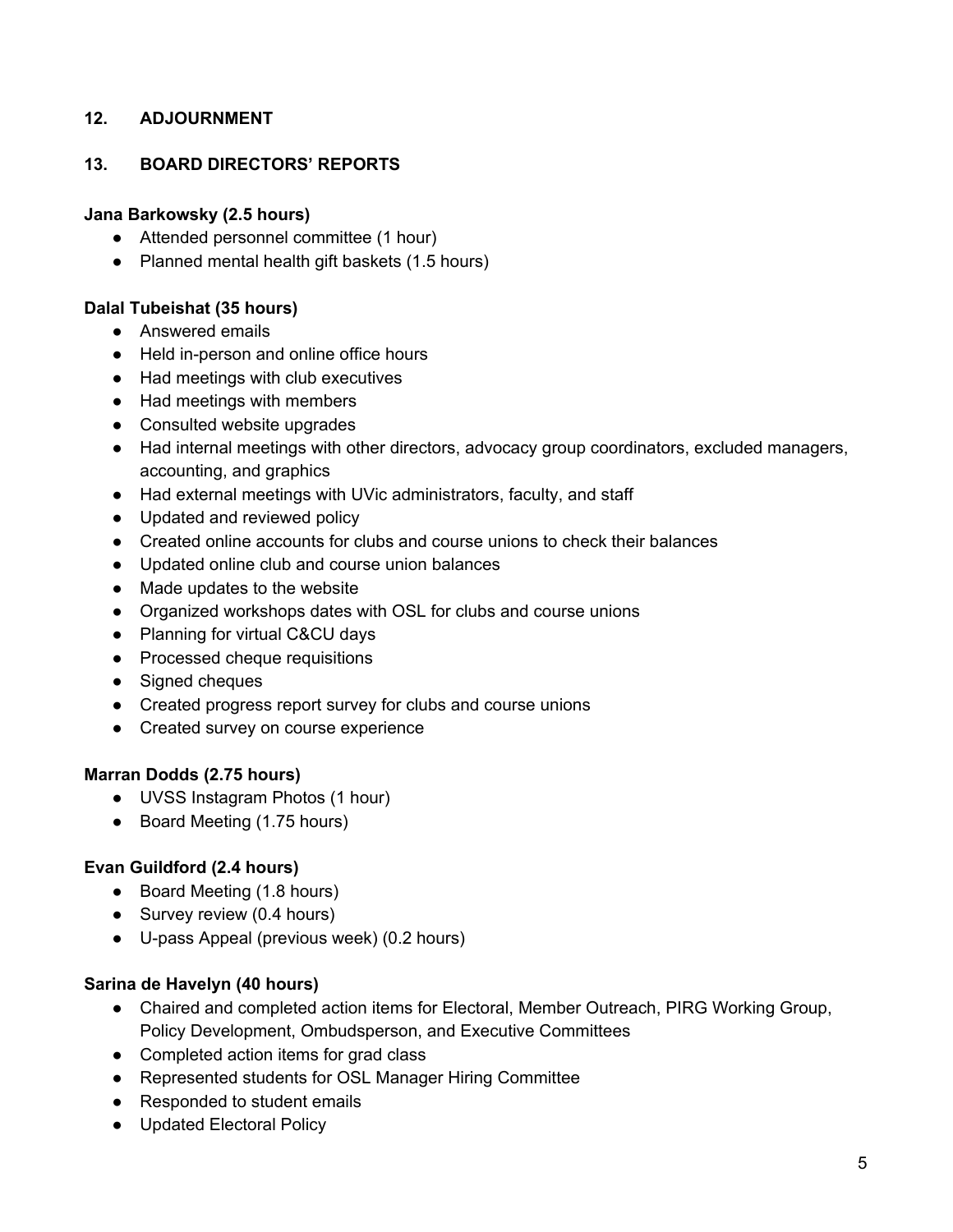## 12. ADJOURNMENT

## 13. BOARD DIRECTORS' REPORTS

**Jana Barkowsky (2.5 hours)**

- Attended personnel committee (1 hour)
- Planned mental health gift baskets (1.5 hours)

**Dalal Tubeishat (35 hours)**

- Answered emails
- Held in-person and online office hours
- Had meetings with club executives
- Had meetings with members
- Consulted website upgrades
- Had internal meetings with other directors, advocacy group coordinators, excluded managers, accounting, and graphics
- Had external meetings with UVic administrators, faculty, and staff
- Updated and reviewed policy
- Created online accounts for clubs and course unions to check their balances
- Updated online club and course union balances
- Made updates to the website
- Organized workshops dates with OSL for clubs and course unions
- Planning for virtual C&CU days
- Processed cheque requisitions
- Signed cheques
- Created progress report survey for clubs and course unions
- Created survey on course experience

**Marran Dodds (2.75 hours)**

- UVSS Instagram Photos (1 hour)
- Board Meeting (1.75 hours)

**Evan Guildford (2.4 hours)**

- Board Meeting (1.8 hours)
- Survey review (0.4 hours)
- U-pass Appeal (previous week) (0.2 hours)

**Sarina de Havelyn (40 hours)**

- Chaired and completed action items for Electoral, Member Outreach, PIRG Working Group, Policy Development, Ombudsperson, and Executive Committees
- Completed action items for grad class
- Represented students for OSL Manager Hiring Committee
- Responded to student emails
- Updated Electoral Policy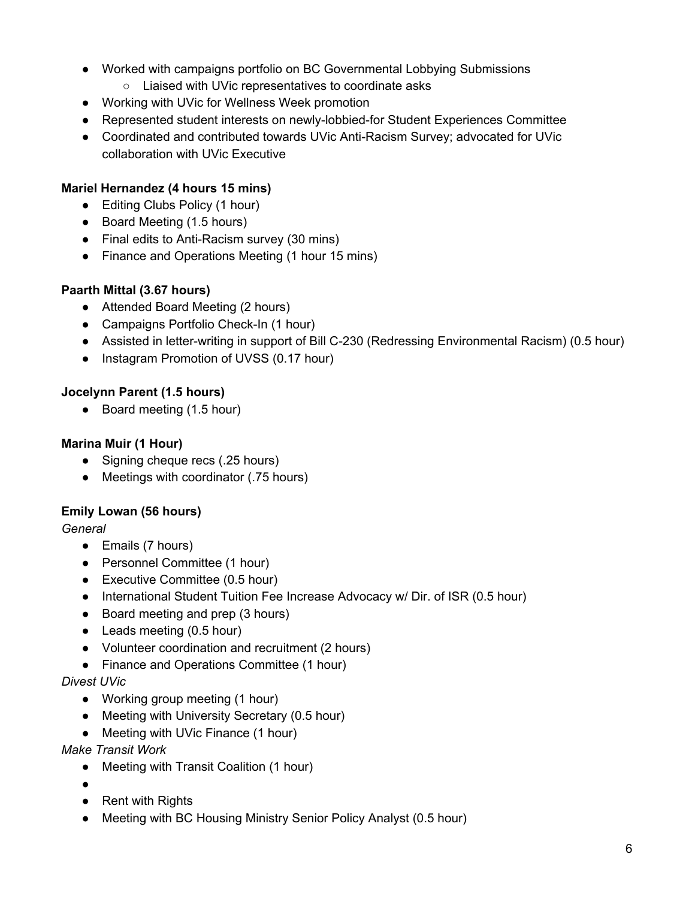- Worked with campaigns portfolio on BC Governmental Lobbying Submissions
    - Liaised with UVic representatives to coordinate asks
- Working with UVic for Wellness Week promotion
- Represented student interests on newly-lobbied-for Student Experiences Committee
- Coordinated and contributed towards UVic Anti-Racism Survey; advocated for UVic collaboration with UVic Executive

**Mariel Hernandez (4 hours 15 mins)**

- Editing Clubs Policy (1 hour)
- Board Meeting (1.5 hours)
- Final edits to Anti-Racism survey (30 mins)
- Finance and Operations Meeting (1 hour 15 mins)

**Paarth Mittal (3.67 hours)**

- Attended Board Meeting (2 hours)
- Campaigns Portfolio Check-In (1 hour)
- Assisted in letter-writing in support of Bill C-230 (Redressing Environmental Racism) (0.5 hour)
- Instagram Promotion of UVSS (0.17 hour)

**Jocelynn Parent (1.5 hours)**

- Board meeting (1.5 hour)

**Marina Muir (1 Hour)**

- Signing cheque recs (.25 hours)
- Meetings with coordinator (.75 hours)

**Emily Lowan (56 hours)**

*General*

- Emails (7 hours)
- Personnel Committee (1 hour)
- Executive Committee (0.5 hour)
- International Student Tuition Fee Increase Advocacy w/ Dir. of ISR (0.5 hour)
- Board meeting and prep (3 hours)
- Leads meeting (0.5 hour)
- Volunteer coordination and recruitment (2 hours)
- Finance and Operations Committee (1 hour)

*Divest UVic*

- Working group meeting (1 hour)
- Meeting with University Secretary (0.5 hour)
- Meeting with UVic Finance (1 hour)

*Make Transit Work*

- Meeting with Transit Coalition (1 hour)
- 
- Rent with Rights
- Meeting with BC Housing Ministry Senior Policy Analyst (0.5 hour)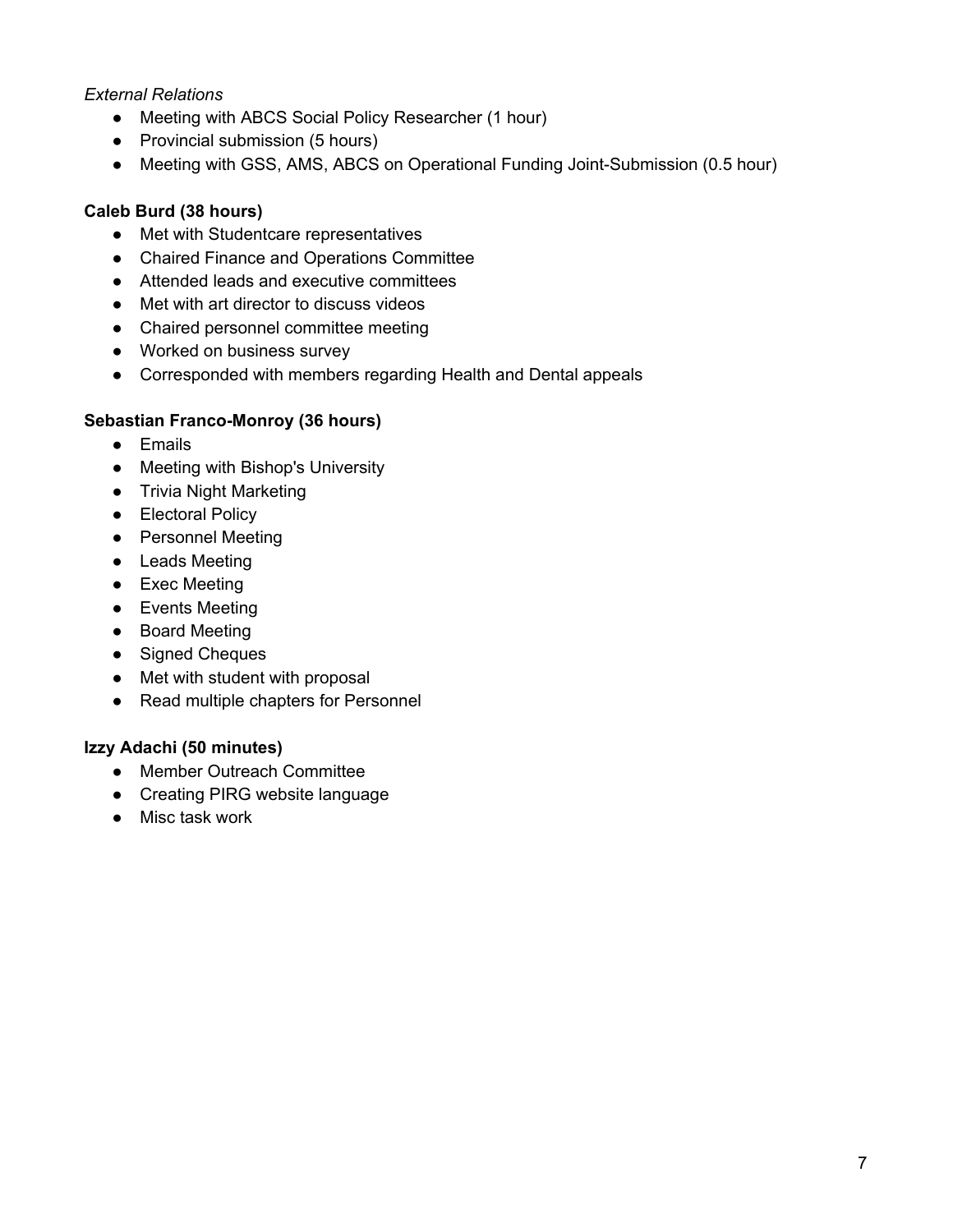*External Relations*

- Meeting with ABCS Social Policy Researcher (1 hour)
- Provincial submission (5 hours)
- Meeting with GSS, AMS, ABCS on Operational Funding Joint-Submission (0.5 hour)

**Caleb Burd (38 hours)**

- Met with Studentcare representatives
- Chaired Finance and Operations Committee
- Attended leads and executive committees
- Met with art director to discuss videos
- Chaired personnel committee meeting
- Worked on business survey
- Corresponded with members regarding Health and Dental appeals

**Sebastian Franco-Monroy (36 hours)**

- Emails
- Meeting with Bishop's University
- Trivia Night Marketing
- Electoral Policy
- Personnel Meeting
- Leads Meeting
- Exec Meeting
- Events Meeting
- Board Meeting
- Signed Cheques
- Met with student with proposal
- Read multiple chapters for Personnel

**Izzy Adachi (50 minutes)**

- Member Outreach Committee
- Creating PIRG website language
- Misc task work